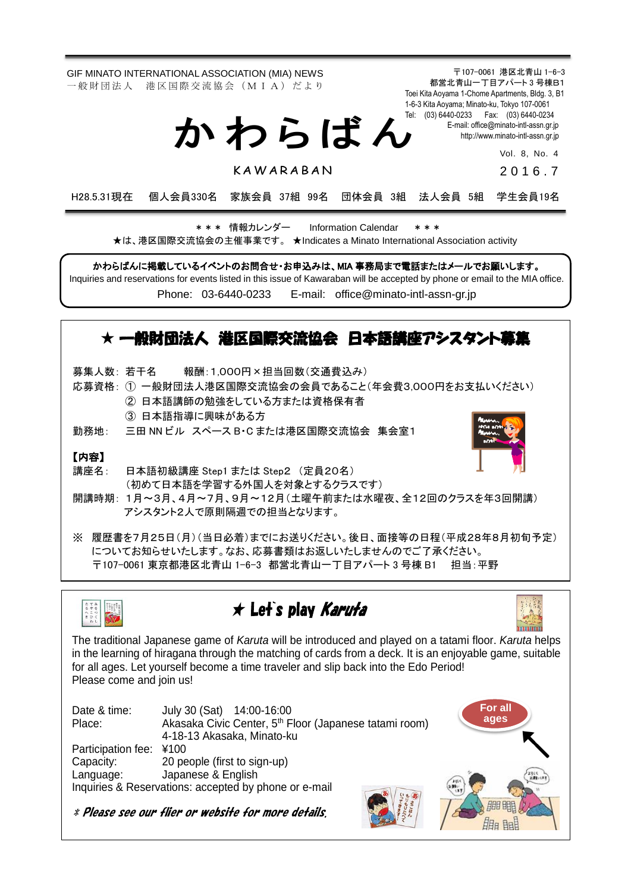GIF MINATO INTERNATIONAL ASSOCIATION (MIA) NEWS
一般財団法人　港区国際交流協会（ＭＩＡ）だより

〒107-0061 港区北青山 1-6-3
都営北青山一丁目アパート 3 号棟B1
Toei Kita Aoyama 1-Chome Apartments, Bldg. 3, B1
1-6-3 Kita Aoyama; Minato-ku, Tokyo 107-0061
Tel: (03) 6440-0233　Fax: (03) 6440-0234
E-mail: office@minato-intl-assn.gr.jp
http://www.minato-intl-assn.gr.jp

# かわらばん

KAWARABAN

Vol. 8, No. 4
2016.7

H28.5.31現在　個人会員330名　家族会員 37組 99名　団体会員 3組　法人会員 5組　学生会員19名

＊＊＊ 情報カレンダー　Information Calendar　＊＊＊
★は、港区国際交流協会の主催事業です。★Indicates a Minato International Association activity

**かわらばんに掲載しているイベントのお問合せ・お申込みは、MIA 事務局まで電話またはメールでお願いします。**
Inquiries and reservations for events listed in this issue of Kawaraban will be accepted by phone or email to the MIA office.
Phone: 03-6440-0233　E-mail: office@minato-intl-assn-gr.jp

## ★ 一般財団法人　港区国際交流協会　日本語講座アシスタント募集

募集人数：若干名　　報酬：1,000円×担当回数（交通費込み）
応募資格：① 一般財団法人港区国際交流協会の会員であること（年会費3,000円をお支払いください）
　　　　　② 日本語講師の勉強をしている方または資格保有者
　　　　　③ 日本語指導に興味がある方
勤務地：　三田 NN ビル　スペースB・C または港区国際交流協会　集会室1

**【内容】**
講座名：　日本語初級講座 Step1 または Step2 （定員20名）
　　　　　（初めて日本語を学習する外国人を対象とするクラスです）
開講時期：1月～3月、4月～7月、9月～12月（土曜午前または水曜夜、全12回のクラスを年3回開講）
　　　　　アシスタント2人で原則隔週での担当となります。

※ 履歴書を7月25日（月）（当日必着）までにお送りください。後日、面接等の日程（平成28年8月初旬予定）についてお知らせいたします。なお、応募書類はお返しいたしませんのでご了承ください。
〒107-0061 東京都港区北青山 1-6-3 都営北青山一丁目アパート 3 号棟 B1　担当：平野

## ★ Let's play *Karuta*

The traditional Japanese game of *Karuta* will be introduced and played on a tatami floor. *Karuta* helps in the learning of hiragana through the matching of cards from a deck. It is an enjoyable game, suitable for all ages. Let yourself become a time traveler and slip back into the Edo Period!
Please come and join us!

For all ages

Date & time:　July 30 (Sat)　14:00-16:00
Place:　Akasaka Civic Center, 5th Floor (Japanese tatami room)
　　　　4-18-13 Akasaka, Minato-ku
Participation fee:　¥100
Capacity:　20 people (first to sign-up)
Language:　Japanese & English
Inquiries & Reservations: accepted by phone or e-mail

*＊Please see our flier or website for more details.*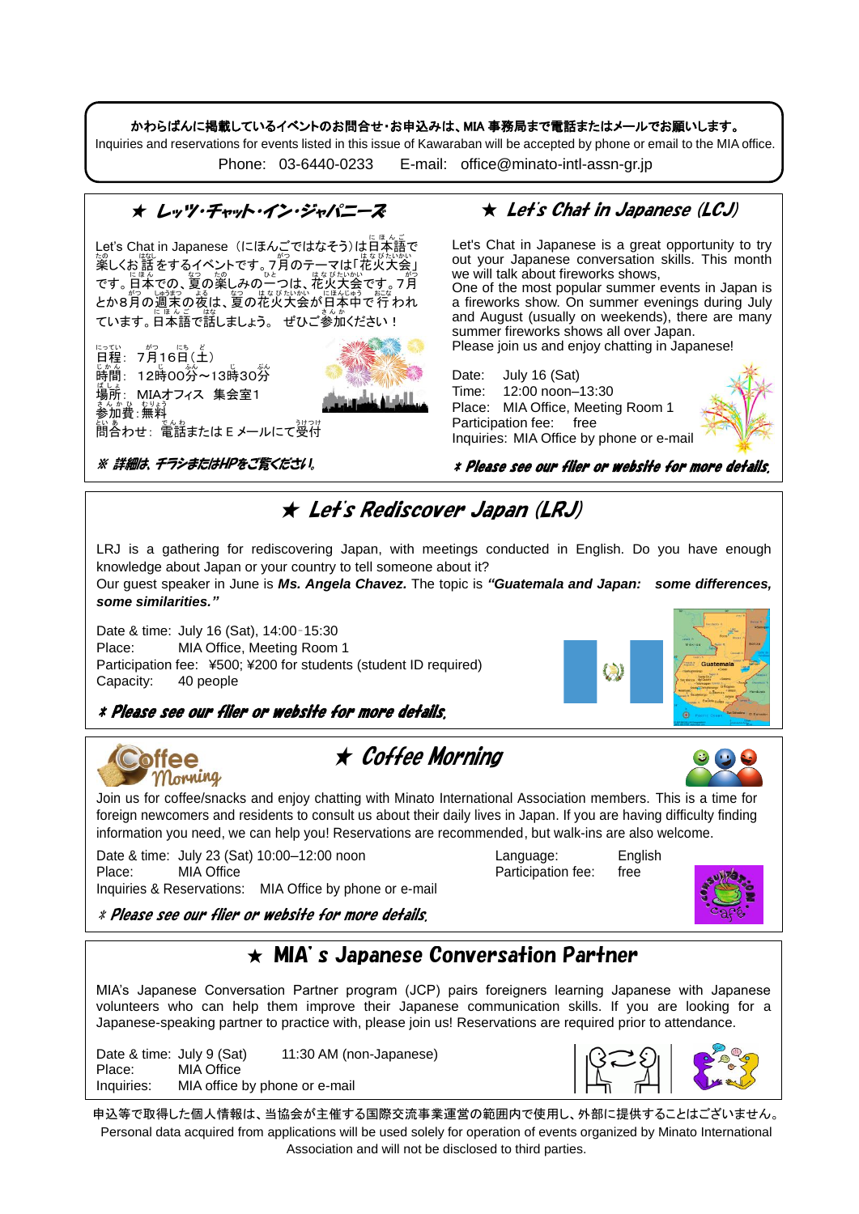かわらばんに掲載しているイベントのお問合せ・お申込みは、MIA 事務局まで電話またはメールでお願いします。

Inquiries and reservations for events listed in this issue of Kawaraban will be accepted by phone or email to the MIA office.

Phone: 03-6440-0233　　E-mail: office@minato-intl-assn-gr.jp

## ★ レッツ・チャット・イン・ジャパニーズ

Let's Chat in Japanese（にほんごではなそう）は日本語で楽しくお話をするイベントです。7月のテーマは「花火大会」です。日本での、夏の楽しみの一つは、花火大会です。7月とか8月の週末の夜は、夏の花火大会が日本中で行われています。日本語で話しましょう。 ぜひご参加ください！

日程：7月16日（土）
時間：12時00分～13時30分
場所：MIAオフィス　集会室1
参加費：無料
問合わせ：電話またはＥメールにて受付

※ 詳細は、チラシまたはHPをご覧ください。

## ★ Let's Chat in Japanese (LCJ)

Let's Chat in Japanese is a great opportunity to try out your Japanese conversation skills. This month we will talk about fireworks shows.
One of the most popular summer events in Japan is a fireworks show. On summer evenings during July and August (usually on weekends), there are many summer fireworks shows all over Japan.
Please join us and enjoy chatting in Japanese!

Date:　July 16 (Sat)
Time:　12:00 noon–13:30
Place:　MIA Office, Meeting Room 1
Participation fee:　free
Inquiries:　MIA Office by phone or e-mail

＊ Please see our flier or website for more details.

## ★ Let's Rediscover Japan (LRJ)

LRJ is a gathering for rediscovering Japan, with meetings conducted in English. Do you have enough knowledge about Japan or your country to tell someone about it?
Our guest speaker in June is ***Ms. Angela Chavez.*** The topic is ***"Guatemala and Japan: some differences, some similarities."***

Date & time:　July 16 (Sat), 14:00-15:30
Place:　MIA Office, Meeting Room 1
Participation fee:　¥500; ¥200 for students (student ID required)
Capacity:　40 people

＊ Please see our flier or website for more details.

## ★ Coffee Morning

Join us for coffee/snacks and enjoy chatting with Minato International Association members. This is a time for foreign newcomers and residents to consult us about their daily lives in Japan. If you are having difficulty finding information you need, we can help you! Reservations are recommended, but walk-ins are also welcome.

Date & time:　July 23 (Sat) 10:00–12:00 noon
Place:　MIA Office
Inquiries & Reservations:　MIA Office by phone or e-mail
Language:　English
Participation fee:　free

＊ Please see our flier or website for more details.

## ★ MIA's Japanese Conversation Partner

MIA's Japanese Conversation Partner program (JCP) pairs foreigners learning Japanese with Japanese volunteers who can help them improve their Japanese communication skills. If you are looking for a Japanese-speaking partner to practice with, please join us! Reservations are required prior to attendance.

Date & time:　July 9 (Sat)　　11:30 AM (non-Japanese)
Place:　MIA Office
Inquiries:　MIA office by phone or e-mail

申込等で取得した個人情報は、当協会が主催する国際交流事業運営の範囲内で使用し、外部に提供することはございません。

Personal data acquired from applications will be used solely for operation of events organized by Minato International Association and will not be disclosed to third parties.